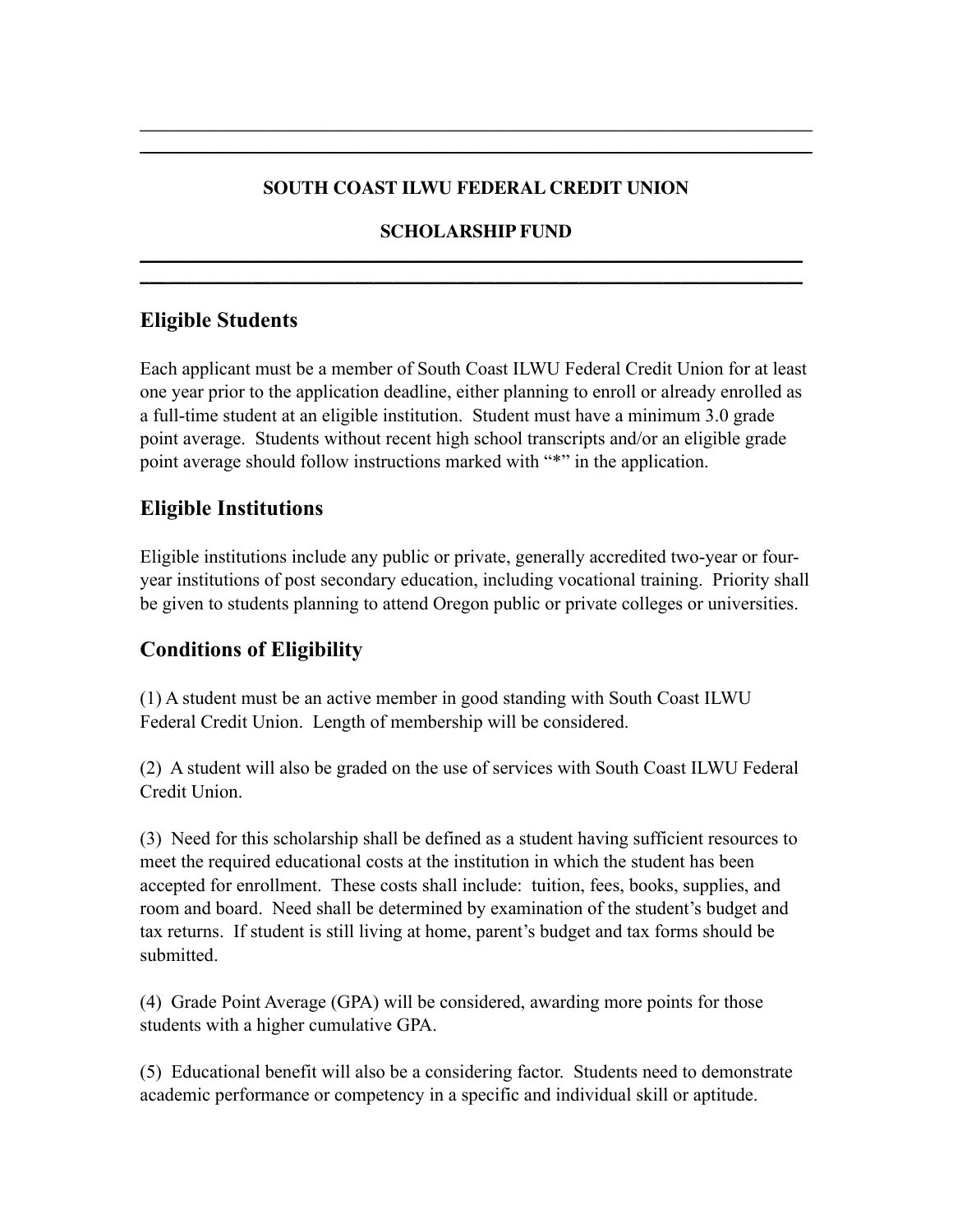# SOUTH COAST ILWU FEDERAL CREDIT UNION

# SCHOLARSHIP FUND

## Eligible Students

Each applicant must be a member of South Coast ILWU Federal Credit Union for at least one year prior to the application deadline, either planning to enroll or already enrolled as a full-time student at an eligible institution. Student must have a minimum 3.0 grade point average. Students without recent high school transcripts and/or an eligible grade point average should follow instructions marked with "*" in the application.

## Eligible Institutions

Eligible institutions include any public or private, generally accredited two-year or four-year institutions of post secondary education, including vocational training. Priority shall be given to students planning to attend Oregon public or private colleges or universities.

## Conditions of Eligibility

(1) A student must be an active member in good standing with South Coast ILWU Federal Credit Union. Length of membership will be considered.

(2) A student will also be graded on the use of services with South Coast ILWU Federal Credit Union.

(3) Need for this scholarship shall be defined as a student having sufficient resources to meet the required educational costs at the institution in which the student has been accepted for enrollment. These costs shall include: tuition, fees, books, supplies, and room and board. Need shall be determined by examination of the student's budget and tax returns. If student is still living at home, parent's budget and tax forms should be submitted.

(4) Grade Point Average (GPA) will be considered, awarding more points for those students with a higher cumulative GPA.

(5) Educational benefit will also be a considering factor. Students need to demonstrate academic performance or competency in a specific and individual skill or aptitude.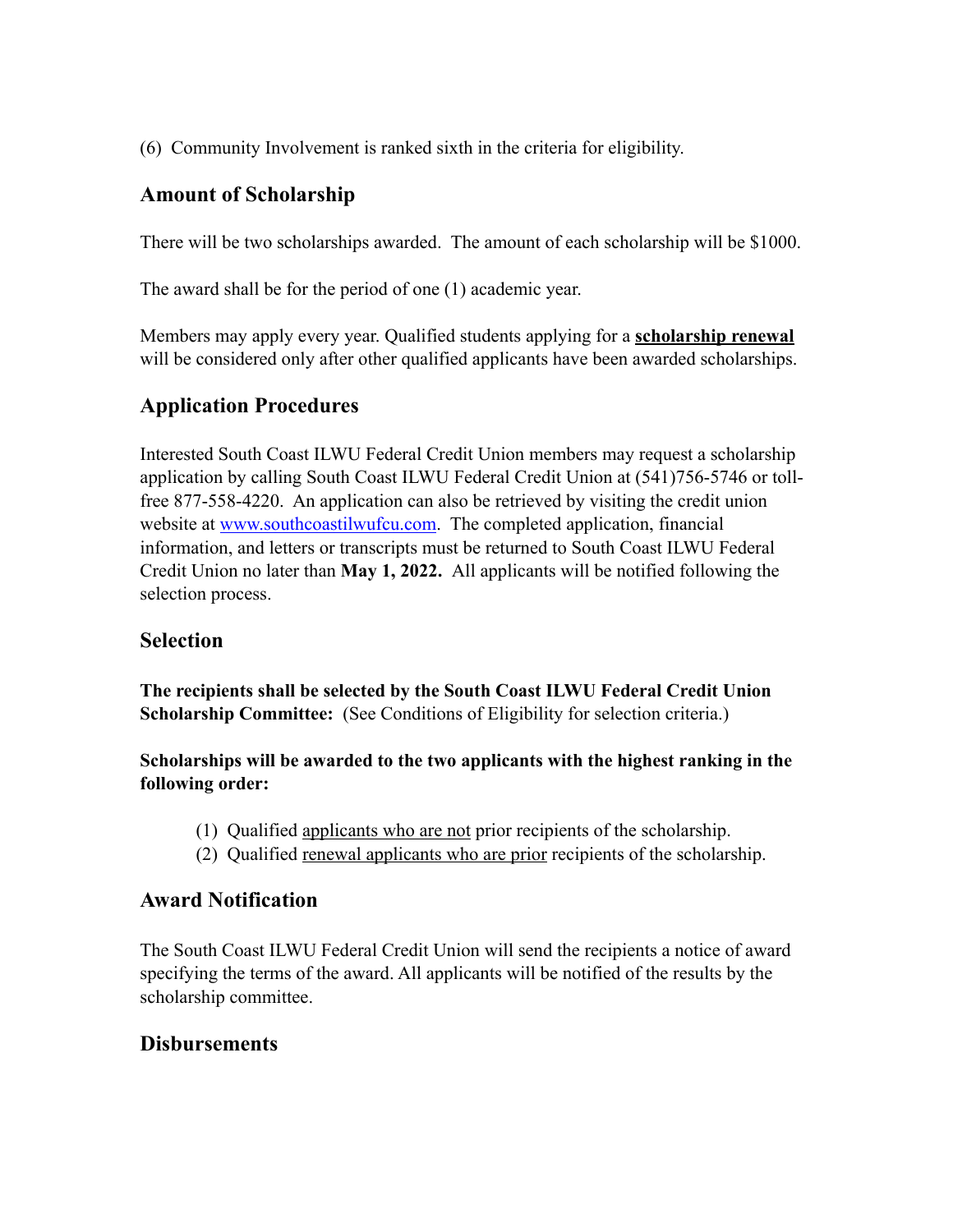(6) Community Involvement is ranked sixth in the criteria for eligibility.

## Amount of Scholarship

There will be two scholarships awarded. The amount of each scholarship will be $1000.

The award shall be for the period of one (1) academic year.

Members may apply every year. Qualified students applying for a **scholarship renewal** will be considered only after other qualified applicants have been awarded scholarships.

## Application Procedures

Interested South Coast ILWU Federal Credit Union members may request a scholarship application by calling South Coast ILWU Federal Credit Union at (541)756-5746 or toll-free 877-558-4220. An application can also be retrieved by visiting the credit union website at [www.southcoastilwufcu.com](http://www.southcoastilwufcu.com). The completed application, financial information, and letters or transcripts must be returned to South Coast ILWU Federal Credit Union no later than **May 1, 2022.** All applicants will be notified following the selection process.

## Selection

**The recipients shall be selected by the South Coast ILWU Federal Credit Union Scholarship Committee:** (See Conditions of Eligibility for selection criteria.)

**Scholarships will be awarded to the two applicants with the highest ranking in the following order:**

(1) Qualified applicants who are not prior recipients of the scholarship.
(2) Qualified renewal applicants who are prior recipients of the scholarship.

## Award Notification

The South Coast ILWU Federal Credit Union will send the recipients a notice of award specifying the terms of the award. All applicants will be notified of the results by the scholarship committee.

## Disbursements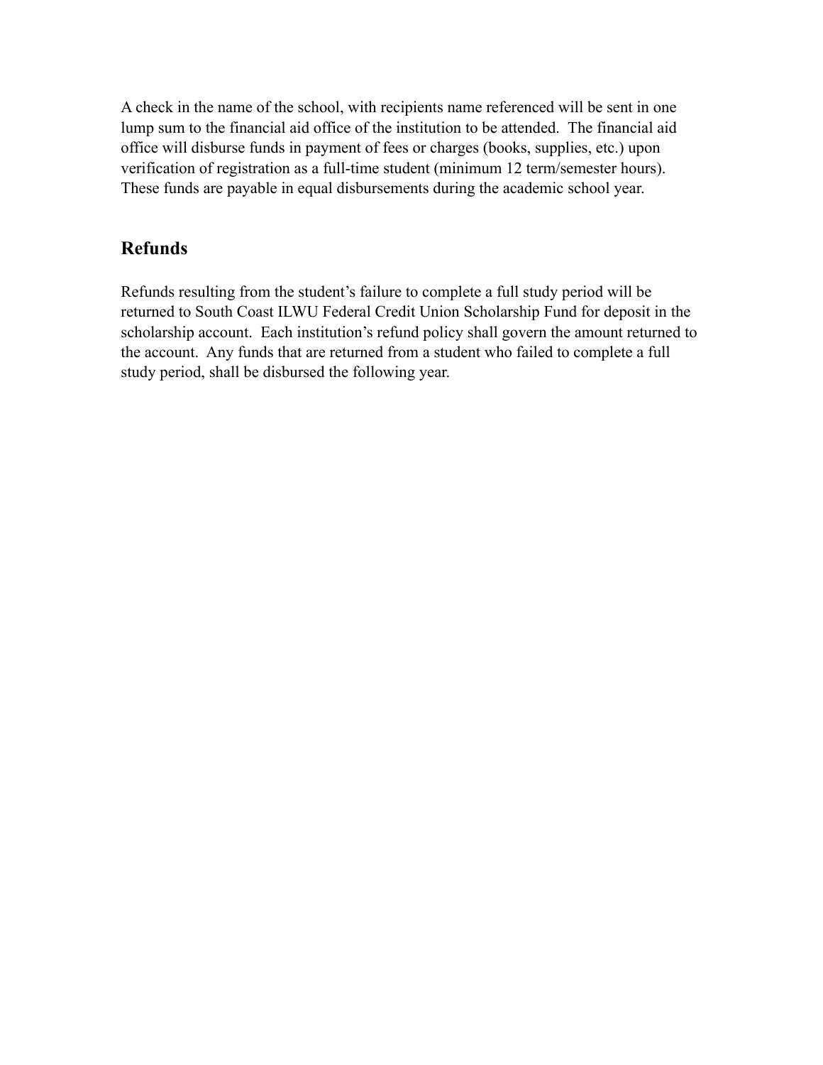A check in the name of the school, with recipients name referenced will be sent in one lump sum to the financial aid office of the institution to be attended. The financial aid office will disburse funds in payment of fees or charges (books, supplies, etc.) upon verification of registration as a full-time student (minimum 12 term/semester hours). These funds are payable in equal disbursements during the academic school year.

## Refunds

Refunds resulting from the student's failure to complete a full study period will be returned to South Coast ILWU Federal Credit Union Scholarship Fund for deposit in the scholarship account. Each institution's refund policy shall govern the amount returned to the account. Any funds that are returned from a student who failed to complete a full study period, shall be disbursed the following year.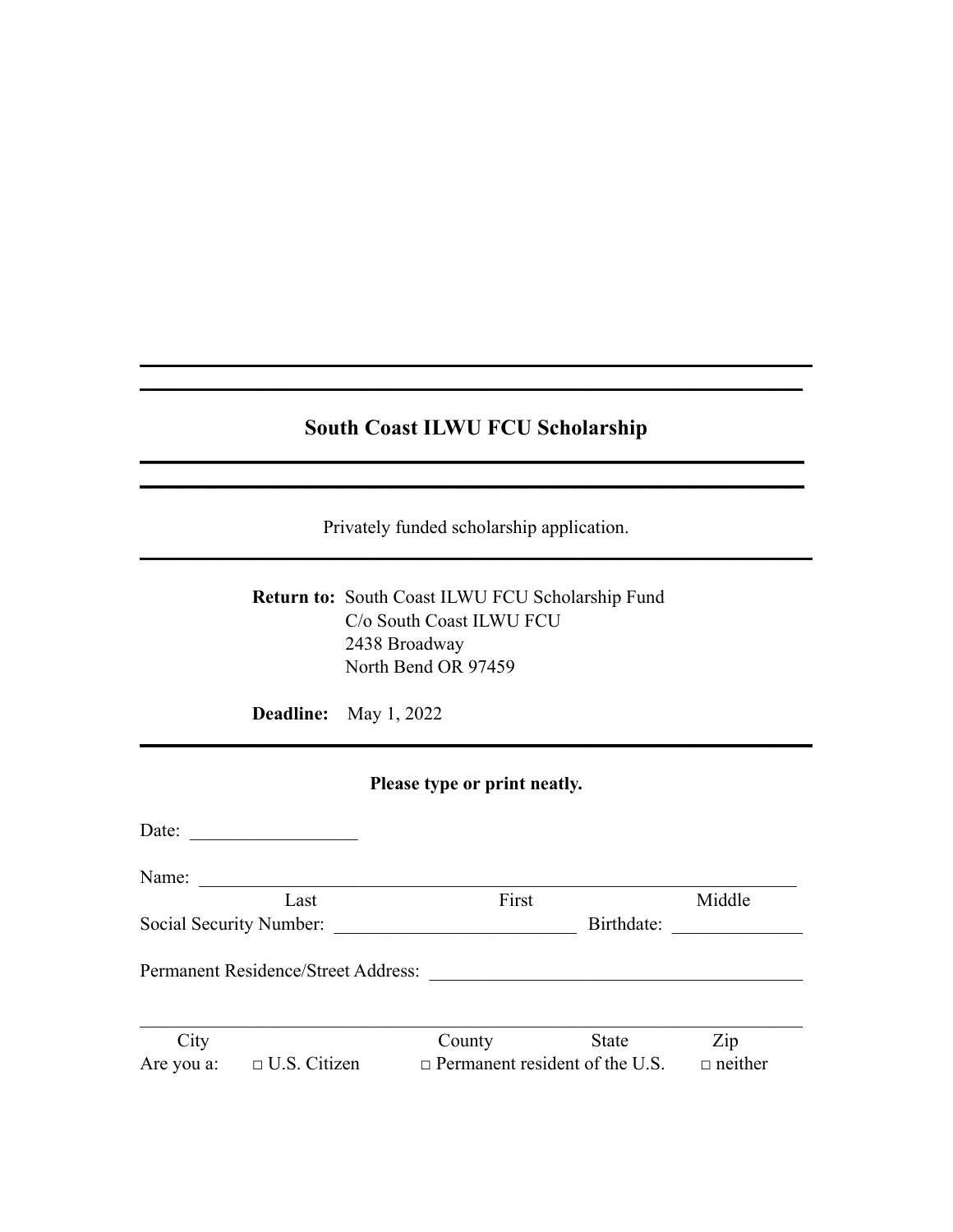---

---

## South Coast ILWU FCU Scholarship

---

---

Privately funded scholarship application.

---

**Return to:** South Coast ILWU FCU Scholarship Fund
C/o South Coast ILWU FCU
2438 Broadway
North Bend OR 97459

**Deadline:** May 1, 2022

---

**Please type or print neatly.**

Date: __________________

Name: ________________________________________________________________
Last First Middle

Social Security Number: __________________________ Birthdate: ______________

Permanent Residence/Street Address: ________________________________________

________________________________________________________________________
City County State Zip

Are you a: □ U.S. Citizen □ Permanent resident of the U.S. □ neither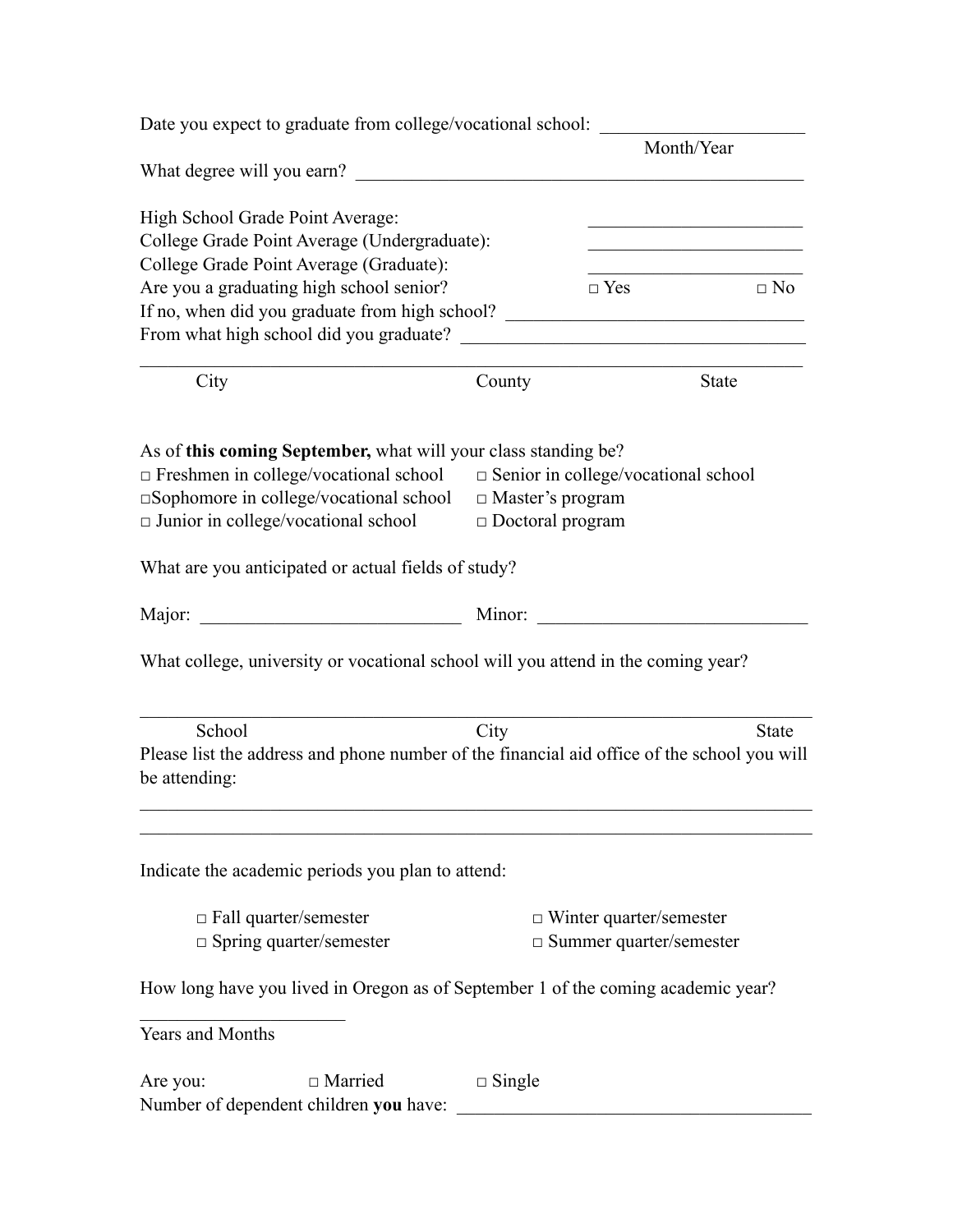Date you expect to graduate from college/vocational school: ______________________
Month/Year

What degree will you earn? ______________________________________________

High School Grade Point Average: ______________________

College Grade Point Average (Undergraduate): ______________________

College Grade Point Average (Graduate): ______________________

Are you a graduating high school senior? □ Yes □ No

If no, when did you graduate from high school? ________________________________

From what high school did you graduate? ____________________________________

________________________________________________________________________
City County State

As of **this coming September,** what will your class standing be?

□ Freshmen in college/vocational school
□Sophomore in college/vocational school
□ Junior in college/vocational school
□ Senior in college/vocational school
□ Master's program
□ Doctoral program

What are you anticipated or actual fields of study?

Major: ____________________________ Minor: _____________________________

What college, university or vocational school will you attend in the coming year?

________________________________________________________________________
School City State

Please list the address and phone number of the financial aid office of the school you will be attending:

________________________________________________________________________

________________________________________________________________________

Indicate the academic periods you plan to attend:

□ Fall quarter/semester
□ Spring quarter/semester
□ Winter quarter/semester
□ Summer quarter/semester

How long have you lived in Oregon as of September 1 of the coming academic year?

______________________
Years and Months

Are you: □ Married □ Single

Number of dependent children **you** have: ______________________________________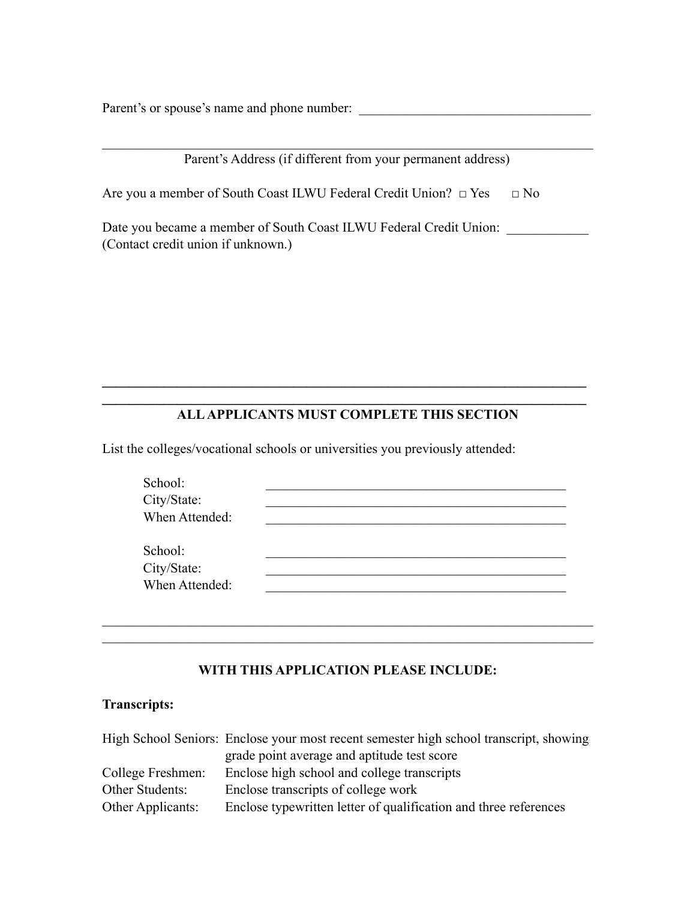Parent's or spouse's name and phone number: ___________________________________

_____________________________________________________________________________

Parent's Address (if different from your permanent address)

Are you a member of South Coast ILWU Federal Credit Union? □ Yes □ No

Date you became a member of South Coast ILWU Federal Credit Union: ____________
(Contact credit union if unknown.)

---

## ALL APPLICANTS MUST COMPLETE THIS SECTION

List the colleges/vocational schools or universities you previously attended:

School: ______________________________________________
City/State: ______________________________________________
When Attended: ______________________________________________

School: ______________________________________________
City/State: ______________________________________________
When Attended: ______________________________________________

---

## WITH THIS APPLICATION PLEASE INCLUDE:

**Transcripts:**

High School Seniors: Enclose your most recent semester high school transcript, showing grade point average and aptitude test score

College Freshmen: Enclose high school and college transcripts

Other Students: Enclose transcripts of college work

Other Applicants: Enclose typewritten letter of qualification and three references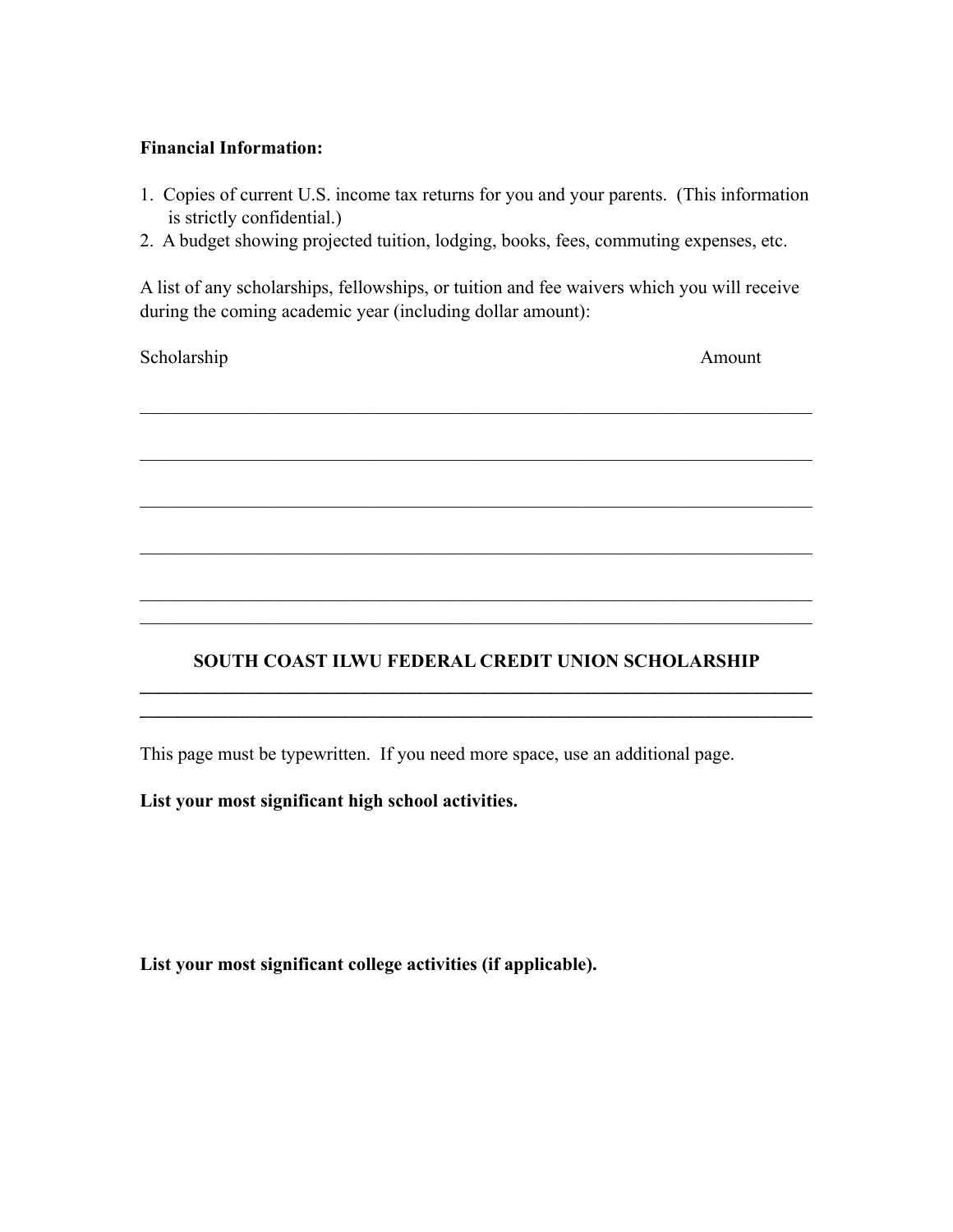**Financial Information:**

1. Copies of current U.S. income tax returns for you and your parents. (This information is strictly confidential.)
2. A budget showing projected tuition, lodging, books, fees, commuting expenses, etc.

A list of any scholarships, fellowships, or tuition and fee waivers which you will receive during the coming academic year (including dollar amount):

| Scholarship | Amount |
|---|---|
| | |
| | |
| | |
| | |
| | |

---

**SOUTH COAST ILWU FEDERAL CREDIT UNION SCHOLARSHIP**

---

This page must be typewritten. If you need more space, use an additional page.

**List your most significant high school activities.**

**List your most significant college activities (if applicable).**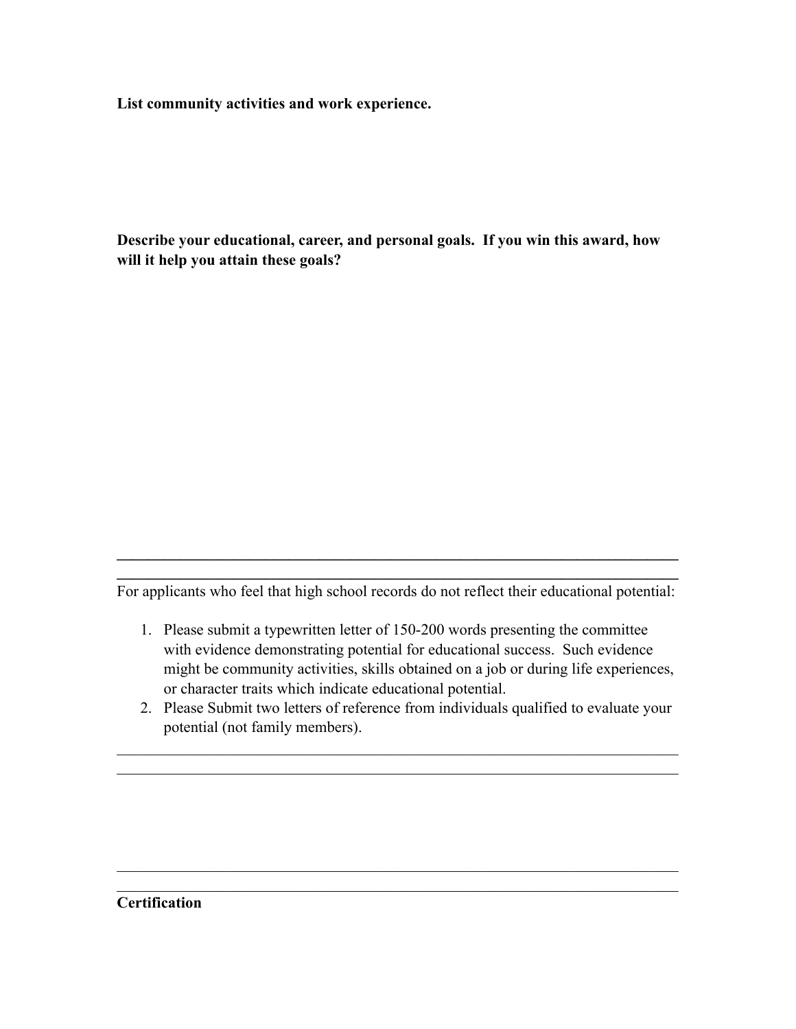**List community activities and work experience.**

**Describe your educational, career, and personal goals. If you win this award, how will it help you attain these goals?**

---

For applicants who feel that high school records do not reflect their educational potential:

1. Please submit a typewritten letter of 150-200 words presenting the committee with evidence demonstrating potential for educational success. Such evidence might be community activities, skills obtained on a job or during life experiences, or character traits which indicate educational potential.
2. Please Submit two letters of reference from individuals qualified to evaluate your potential (not family members).

---

---

**Certification**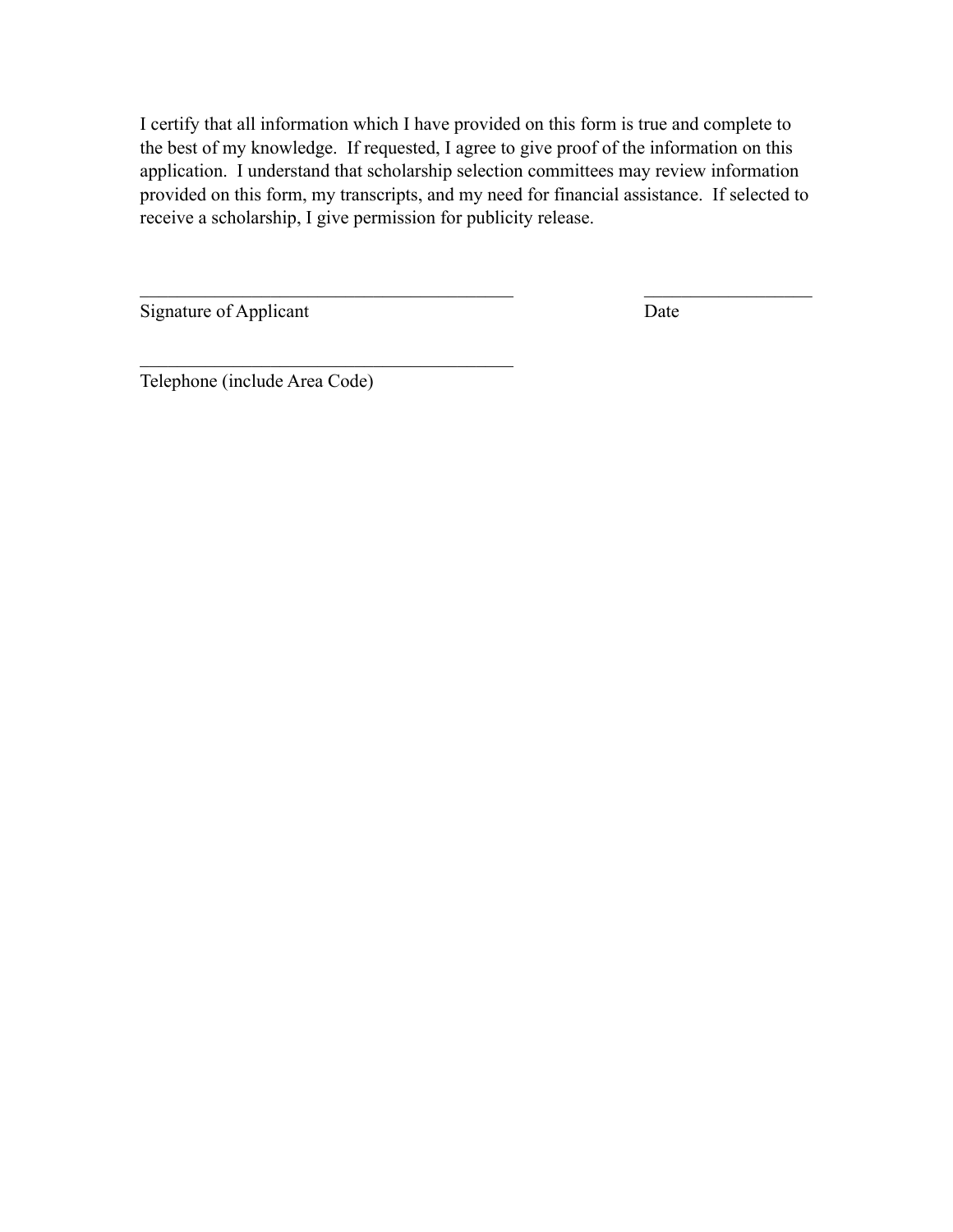I certify that all information which I have provided on this form is true and complete to the best of my knowledge. If requested, I agree to give proof of the information on this application. I understand that scholarship selection committees may review information provided on this form, my transcripts, and my need for financial assistance. If selected to receive a scholarship, I give permission for publicity release.

_______________________________________ ________________
Signature of Applicant Date

_______________________________________
Telephone (include Area Code)